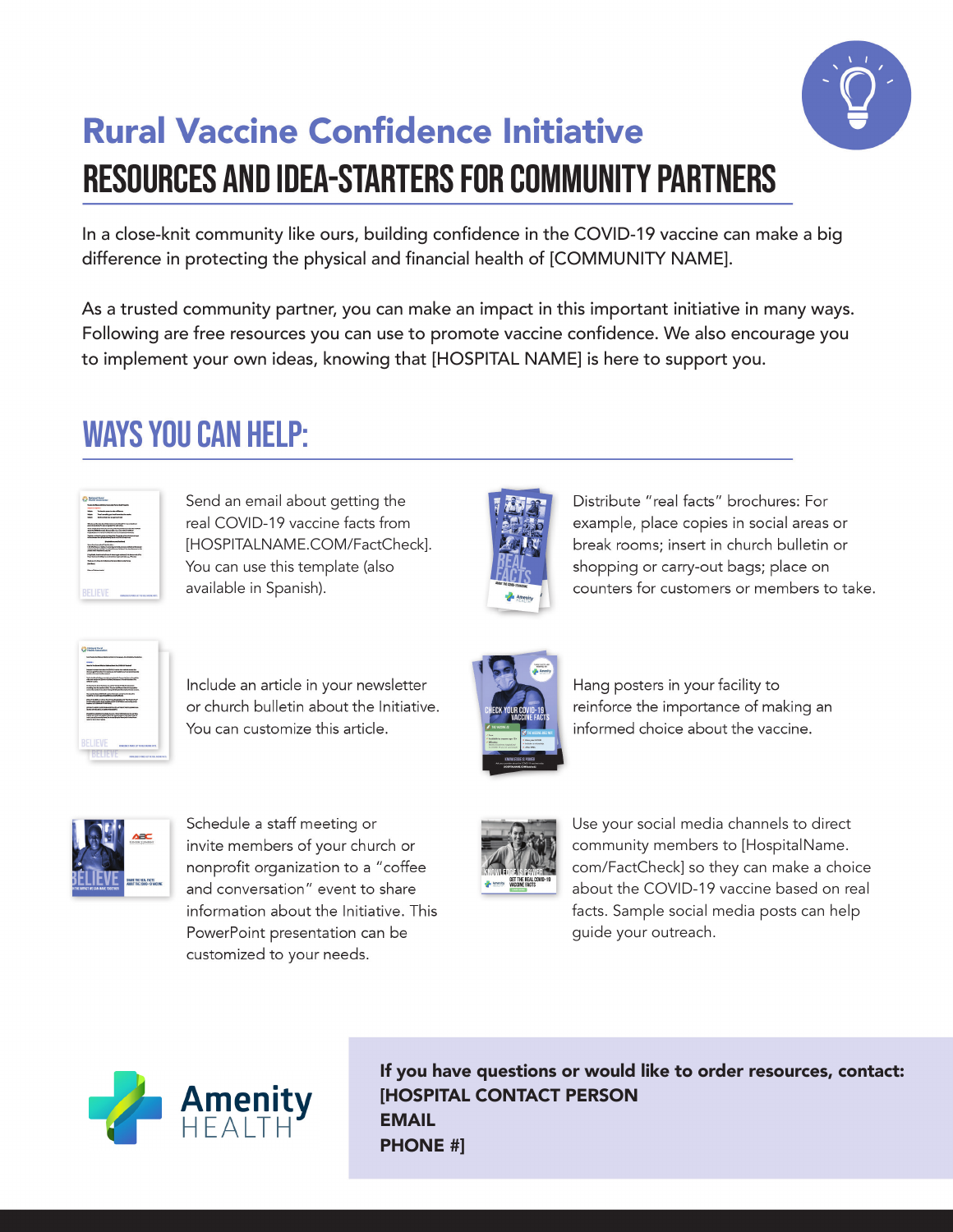# Rural Vaccine Confidence Initiative

## RESOURCES AND IDEA-STARTERS FOR COMMUNITY PARTNERS

In a close-knit community like ours, building confidence in the COVID-19 vaccine can make a big difference in protecting the physical and financial health of [COMMUNITY NAME].

As a trusted community partner, you can make an impact in this important initiative in many ways. Following are free resources you can use to promote vaccine confidence. We also encourage you to implement your own ideas, knowing that [HOSPITAL NAME] is here to support you.

## WAYS YOU CAN HELP:

Send an email about getting the real COVID-19 vaccine facts from [HOSPITALNAME.COM/FactCheck]. You can use this template (also available in Spanish).

Distribute "real facts" brochures: For example, place copies in social areas or break rooms; insert in church bulletin or shopping or carry-out bags; place on counters for customers or members to take.

Include an article in your newsletter or church bulletin about the Initiative. You can customize this article.

Hang posters in your facility to reinforce the importance of making an informed choice about the vaccine.

Schedule a staff meeting or invite members of your church or nonprofit organization to a "coffee and conversation" event to share information about the Initiative. This PowerPoint presentation can be customized to your needs.

Use your social media channels to direct community members to [HospitalName.com/FactCheck] so they can make a choice about the COVID-19 vaccine based on real facts. Sample social media posts can help guide your outreach.

Amenity HEALTH

**If you have questions or would like to order resources, contact:**
**[HOSPITAL CONTACT PERSON**
**EMAIL**
**PHONE #]**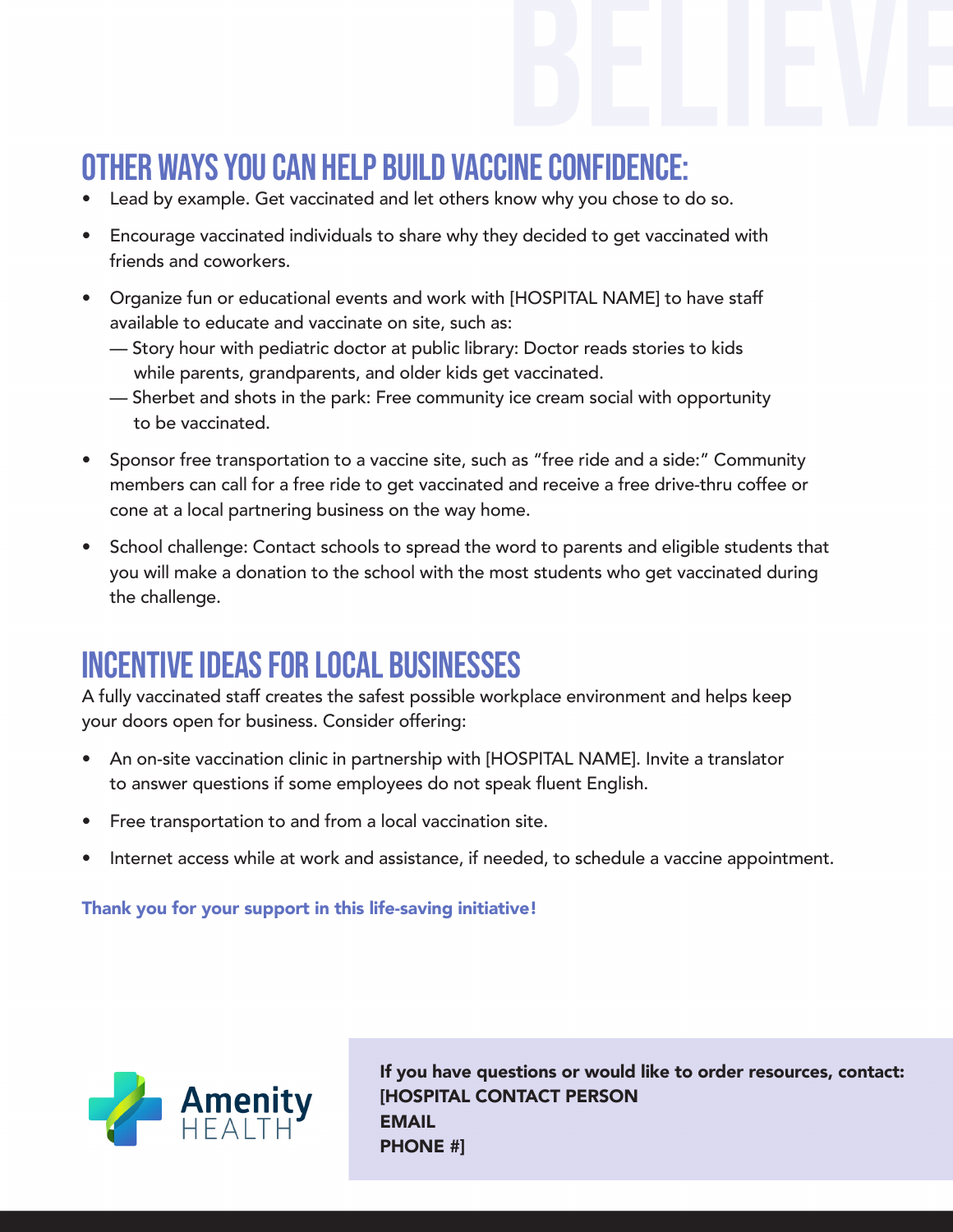## OTHER WAYS YOU CAN HELP BUILD VACCINE CONFIDENCE:

- Lead by example. Get vaccinated and let others know why you chose to do so.
- Encourage vaccinated individuals to share why they decided to get vaccinated with friends and coworkers.
- Organize fun or educational events and work with [HOSPITAL NAME] to have staff available to educate and vaccinate on site, such as:
  - — Story hour with pediatric doctor at public library: Doctor reads stories to kids while parents, grandparents, and older kids get vaccinated.
  - — Sherbet and shots in the park: Free community ice cream social with opportunity to be vaccinated.
- Sponsor free transportation to a vaccine site, such as "free ride and a side:" Community members can call for a free ride to get vaccinated and receive a free drive-thru coffee or cone at a local partnering business on the way home.
- School challenge: Contact schools to spread the word to parents and eligible students that you will make a donation to the school with the most students who get vaccinated during the challenge.

## INCENTIVE IDEAS FOR LOCAL BUSINESSES

A fully vaccinated staff creates the safest possible workplace environment and helps keep your doors open for business. Consider offering:

- An on-site vaccination clinic in partnership with [HOSPITAL NAME]. Invite a translator to answer questions if some employees do not speak fluent English.
- Free transportation to and from a local vaccination site.
- Internet access while at work and assistance, if needed, to schedule a vaccine appointment.

**Thank you for your support in this life-saving initiative!**

Amenity HEALTH

**If you have questions or would like to order resources, contact:**
**[HOSPITAL CONTACT PERSON**
**EMAIL**
**PHONE #]**